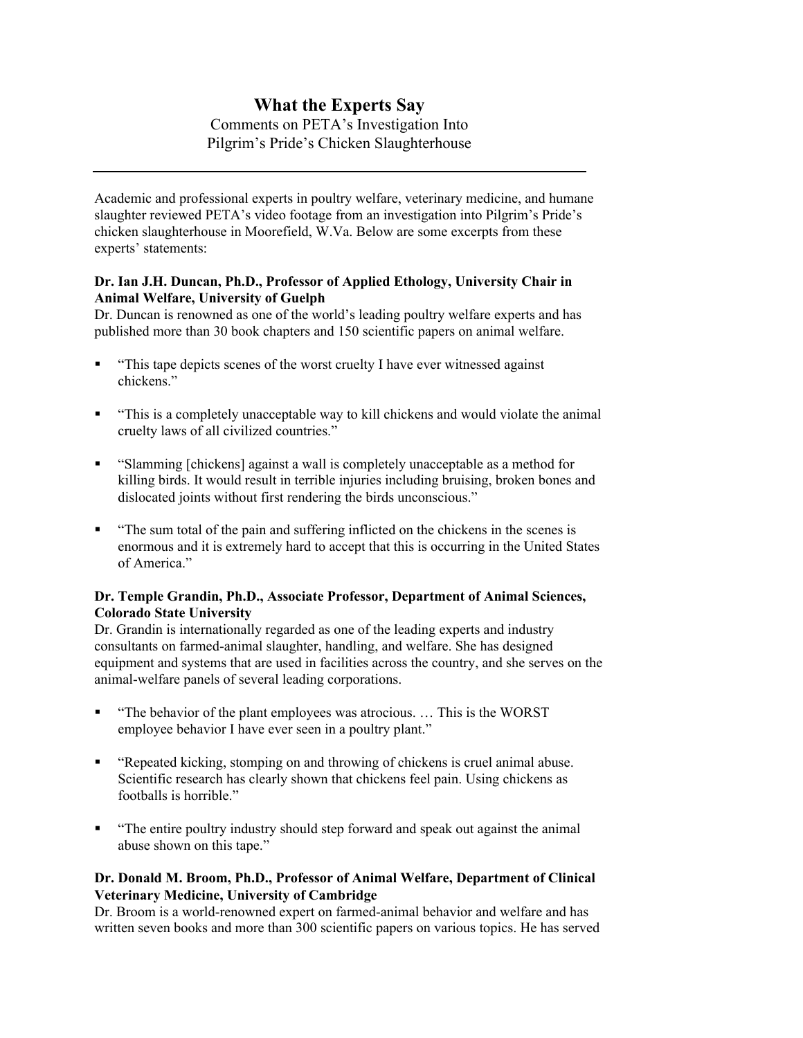# What the Experts Say

Comments on PETA's Investigation Into Pilgrim's Pride's Chicken Slaughterhouse

---

Academic and professional experts in poultry welfare, veterinary medicine, and humane slaughter reviewed PETA's video footage from an investigation into Pilgrim's Pride's chicken slaughterhouse in Moorefield, W.Va. Below are some excerpts from these experts' statements:

**Dr. Ian J.H. Duncan, Ph.D., Professor of Applied Ethology, University Chair in Animal Welfare, University of Guelph**

Dr. Duncan is renowned as one of the world's leading poultry welfare experts and has published more than 30 book chapters and 150 scientific papers on animal welfare.

- "This tape depicts scenes of the worst cruelty I have ever witnessed against chickens."
- "This is a completely unacceptable way to kill chickens and would violate the animal cruelty laws of all civilized countries."
- "Slamming [chickens] against a wall is completely unacceptable as a method for killing birds. It would result in terrible injuries including bruising, broken bones and dislocated joints without first rendering the birds unconscious."
- "The sum total of the pain and suffering inflicted on the chickens in the scenes is enormous and it is extremely hard to accept that this is occurring in the United States of America."

**Dr. Temple Grandin, Ph.D., Associate Professor, Department of Animal Sciences, Colorado State University**

Dr. Grandin is internationally regarded as one of the leading experts and industry consultants on farmed-animal slaughter, handling, and welfare. She has designed equipment and systems that are used in facilities across the country, and she serves on the animal-welfare panels of several leading corporations.

- "The behavior of the plant employees was atrocious. … This is the WORST employee behavior I have ever seen in a poultry plant."
- "Repeated kicking, stomping on and throwing of chickens is cruel animal abuse. Scientific research has clearly shown that chickens feel pain. Using chickens as footballs is horrible."
- "The entire poultry industry should step forward and speak out against the animal abuse shown on this tape."

**Dr. Donald M. Broom, Ph.D., Professor of Animal Welfare, Department of Clinical Veterinary Medicine, University of Cambridge**

Dr. Broom is a world-renowned expert on farmed-animal behavior and welfare and has written seven books and more than 300 scientific papers on various topics. He has served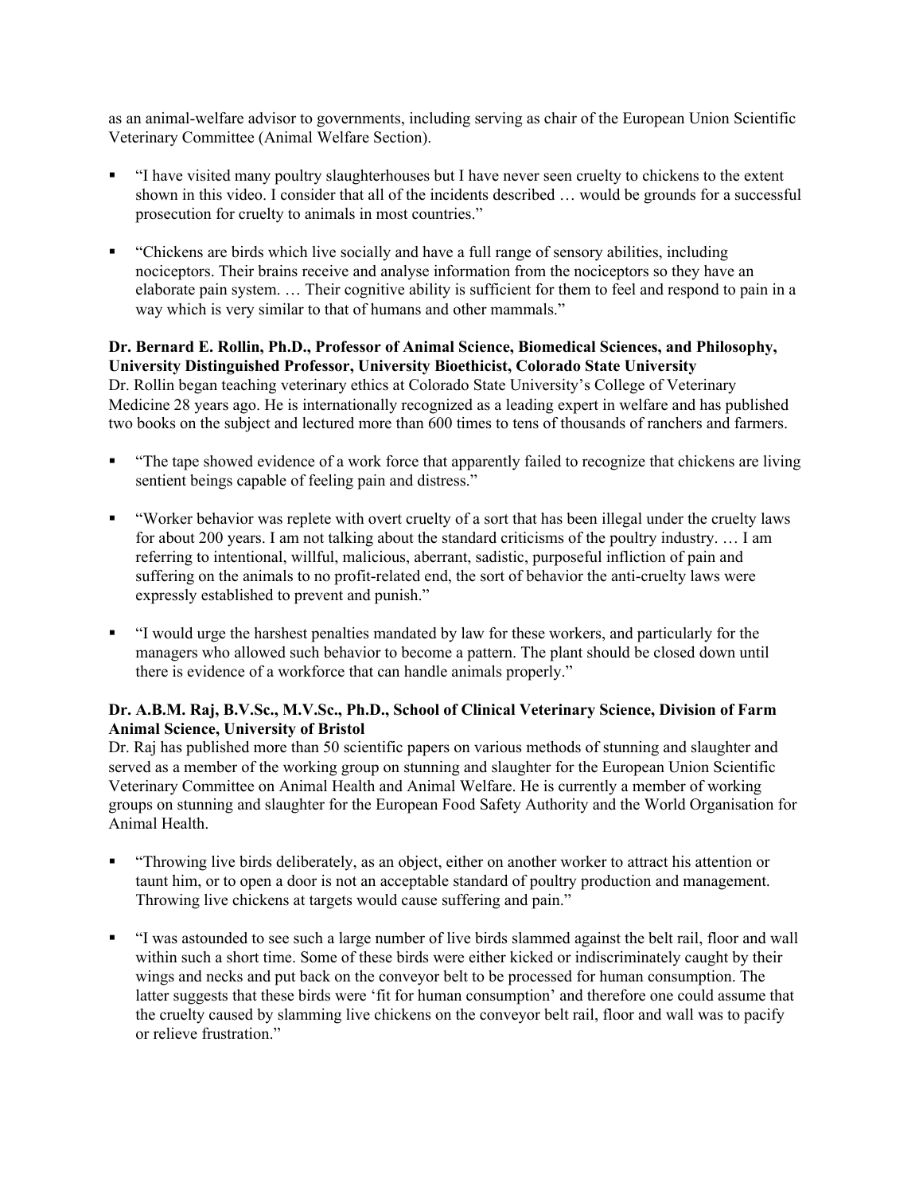as an animal-welfare advisor to governments, including serving as chair of the European Union Scientific Veterinary Committee (Animal Welfare Section).

- "I have visited many poultry slaughterhouses but I have never seen cruelty to chickens to the extent shown in this video. I consider that all of the incidents described … would be grounds for a successful prosecution for cruelty to animals in most countries."
- "Chickens are birds which live socially and have a full range of sensory abilities, including nociceptors. Their brains receive and analyse information from the nociceptors so they have an elaborate pain system. … Their cognitive ability is sufficient for them to feel and respond to pain in a way which is very similar to that of humans and other mammals."

**Dr. Bernard E. Rollin, Ph.D., Professor of Animal Science, Biomedical Sciences, and Philosophy, University Distinguished Professor, University Bioethicist, Colorado State University**
Dr. Rollin began teaching veterinary ethics at Colorado State University's College of Veterinary Medicine 28 years ago. He is internationally recognized as a leading expert in welfare and has published two books on the subject and lectured more than 600 times to tens of thousands of ranchers and farmers.

- "The tape showed evidence of a work force that apparently failed to recognize that chickens are living sentient beings capable of feeling pain and distress."
- "Worker behavior was replete with overt cruelty of a sort that has been illegal under the cruelty laws for about 200 years. I am not talking about the standard criticisms of the poultry industry. … I am referring to intentional, willful, malicious, aberrant, sadistic, purposeful infliction of pain and suffering on the animals to no profit-related end, the sort of behavior the anti-cruelty laws were expressly established to prevent and punish."
- "I would urge the harshest penalties mandated by law for these workers, and particularly for the managers who allowed such behavior to become a pattern. The plant should be closed down until there is evidence of a workforce that can handle animals properly."

**Dr. A.B.M. Raj, B.V.Sc., M.V.Sc., Ph.D., School of Clinical Veterinary Science, Division of Farm Animal Science, University of Bristol**
Dr. Raj has published more than 50 scientific papers on various methods of stunning and slaughter and served as a member of the working group on stunning and slaughter for the European Union Scientific Veterinary Committee on Animal Health and Animal Welfare. He is currently a member of working groups on stunning and slaughter for the European Food Safety Authority and the World Organisation for Animal Health.

- "Throwing live birds deliberately, as an object, either on another worker to attract his attention or taunt him, or to open a door is not an acceptable standard of poultry production and management. Throwing live chickens at targets would cause suffering and pain."
- "I was astounded to see such a large number of live birds slammed against the belt rail, floor and wall within such a short time. Some of these birds were either kicked or indiscriminately caught by their wings and necks and put back on the conveyor belt to be processed for human consumption. The latter suggests that these birds were 'fit for human consumption' and therefore one could assume that the cruelty caused by slamming live chickens on the conveyor belt rail, floor and wall was to pacify or relieve frustration."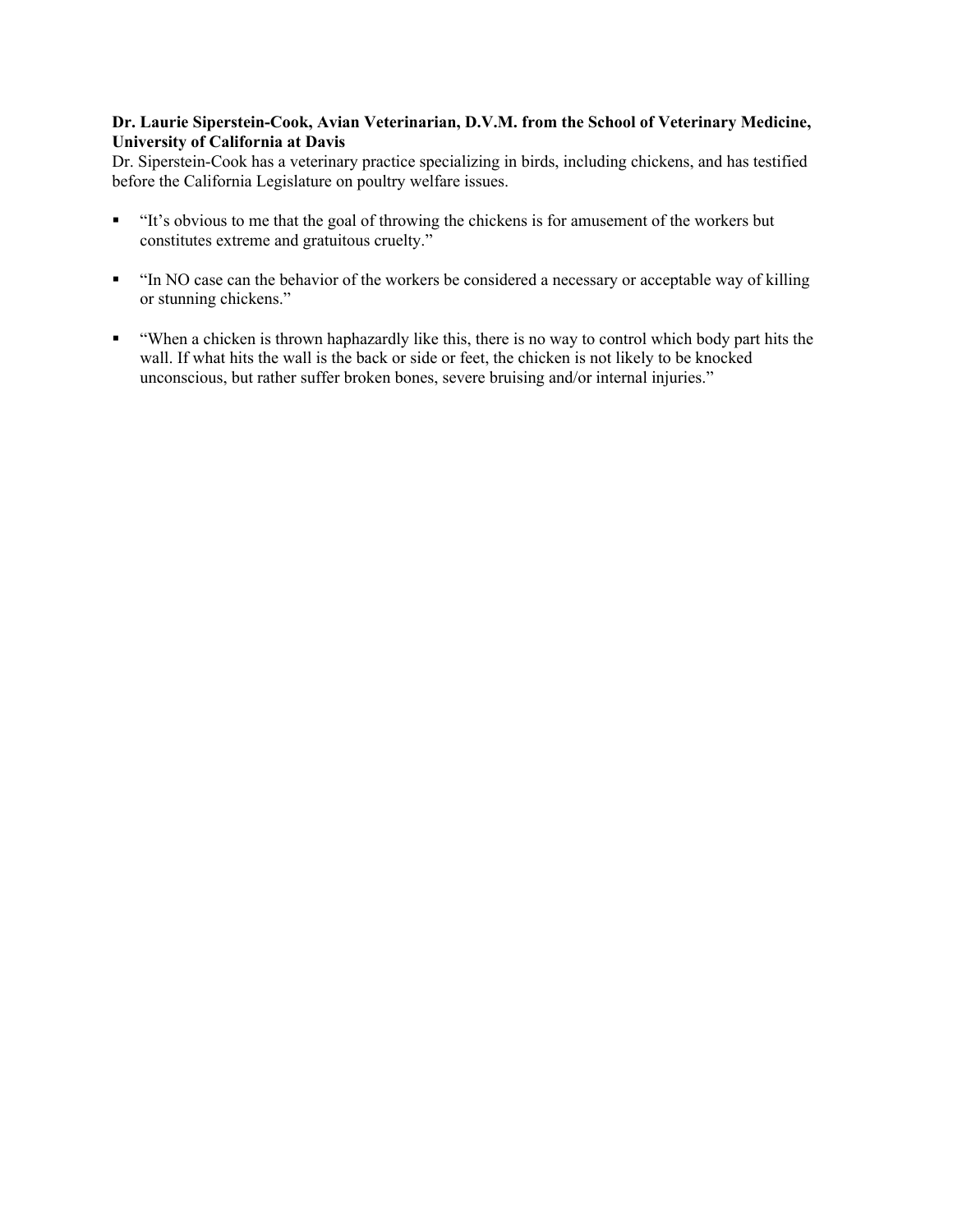**Dr. Laurie Siperstein-Cook, Avian Veterinarian, D.V.M. from the School of Veterinary Medicine, University of California at Davis**

Dr. Siperstein-Cook has a veterinary practice specializing in birds, including chickens, and has testified before the California Legislature on poultry welfare issues.

- "It's obvious to me that the goal of throwing the chickens is for amusement of the workers but constitutes extreme and gratuitous cruelty."
- "In NO case can the behavior of the workers be considered a necessary or acceptable way of killing or stunning chickens."
- "When a chicken is thrown haphazardly like this, there is no way to control which body part hits the wall. If what hits the wall is the back or side or feet, the chicken is not likely to be knocked unconscious, but rather suffer broken bones, severe bruising and/or internal injuries."